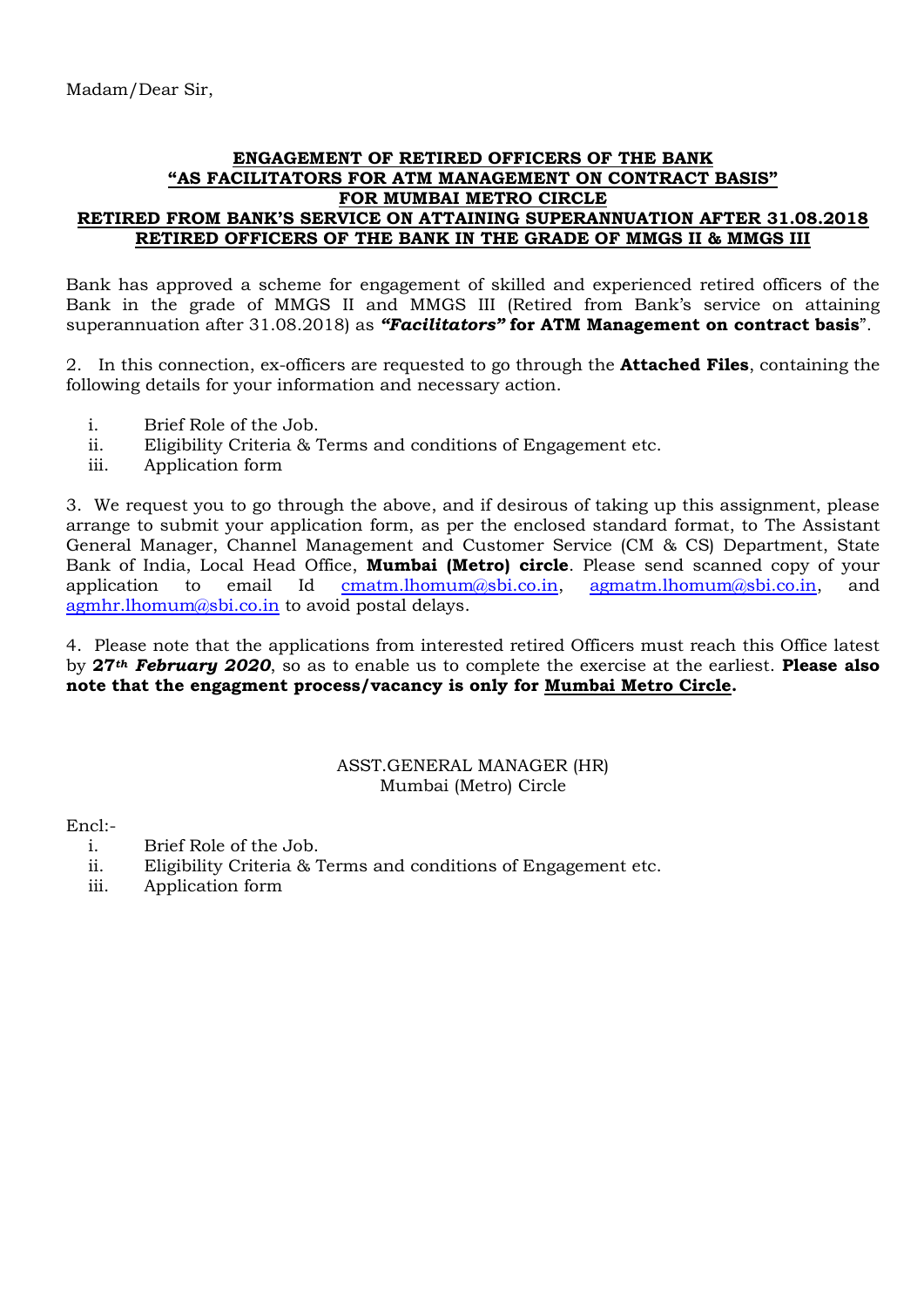Madam/Dear Sir,

**ENGAGEMENT OF RETIRED OFFICERS OF THE BANK**
**"AS FACILITATORS FOR ATM MANAGEMENT ON CONTRACT BASIS"**
**FOR MUMBAI METRO CIRCLE**
**RETIRED FROM BANK'S SERVICE ON ATTAINING SUPERANNUATION AFTER 31.08.2018**
**RETIRED OFFICERS OF THE BANK IN THE GRADE OF MMGS II & MMGS III**

Bank has approved a scheme for engagement of skilled and experienced retired officers of the Bank in the grade of MMGS II and MMGS III (Retired from Bank's service on attaining superannuation after 31.08.2018) as ***"Facilitators"* for ATM Management on contract basis**".

2. In this connection, ex-officers are requested to go through the **Attached Files**, containing the following details for your information and necessary action.

i. Brief Role of the Job.
ii. Eligibility Criteria & Terms and conditions of Engagement etc.
iii. Application form

3. We request you to go through the above, and if desirous of taking up this assignment, please arrange to submit your application form, as per the enclosed standard format, to The Assistant General Manager, Channel Management and Customer Service (CM & CS) Department, State Bank of India, Local Head Office, **Mumbai (Metro) circle**. Please send scanned copy of your application to email Id cmatm.lhomum@sbi.co.in, agmatm.lhomum@sbi.co.in, and agmhr.lhomum@sbi.co.in to avoid postal delays.

4. Please note that the applications from interested retired Officers must reach this Office latest by **27th *February 2020***, so as to enable us to complete the exercise at the earliest. **Please also note that the engagment process/vacancy is only for Mumbai Metro Circle.**

ASST.GENERAL MANAGER (HR)
Mumbai (Metro) Circle

Encl:-

i. Brief Role of the Job.
ii. Eligibility Criteria & Terms and conditions of Engagement etc.
iii. Application form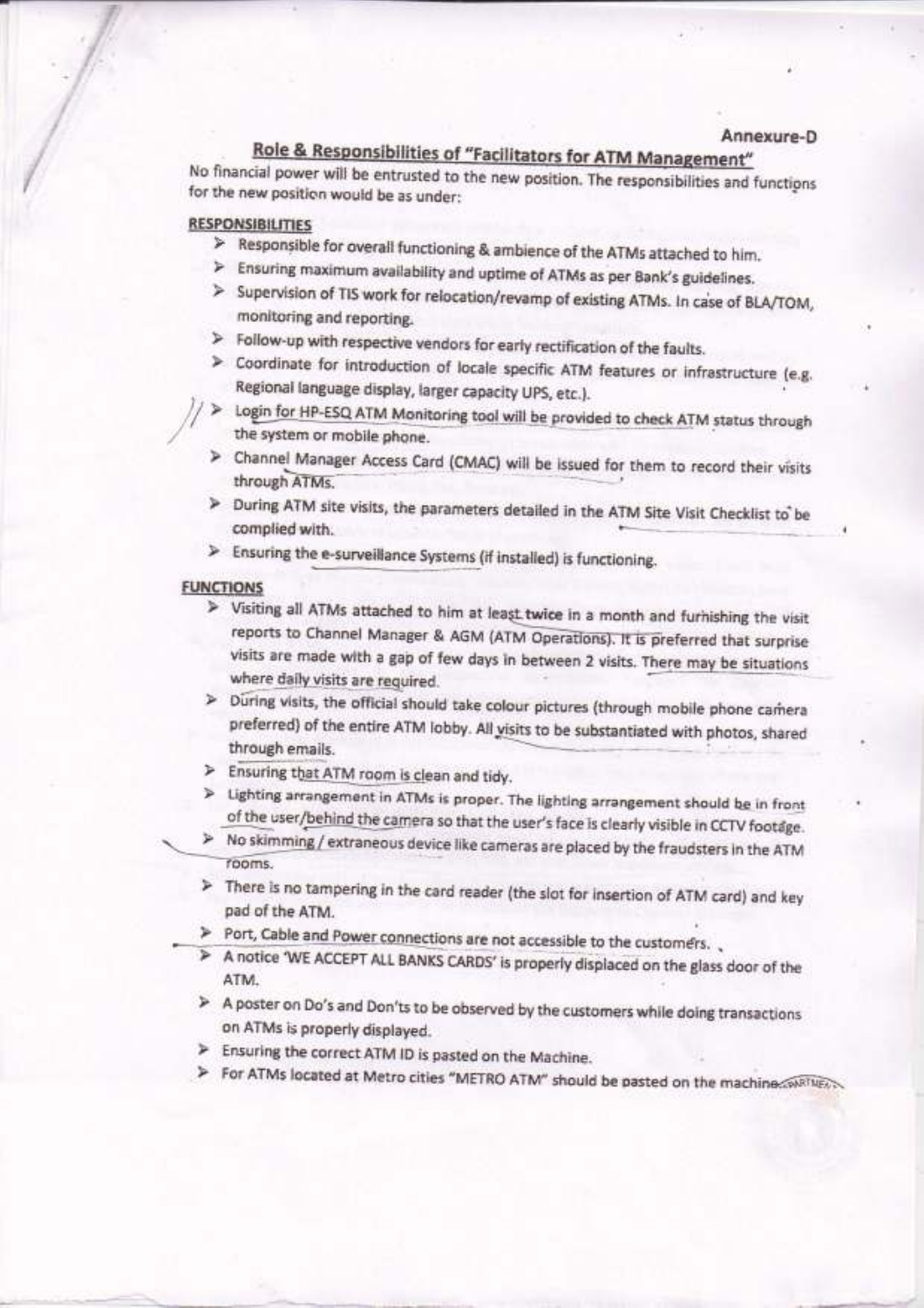Annexure-D

## Role & Responsibilities of "Facilitators for ATM Management"

No financial power will be entrusted to the new position. The responsibilities and functions for the new position would be as under:

### RESPONSIBILITIES

- Responsible for overall functioning & ambience of the ATMs attached to him.
- Ensuring maximum availability and uptime of ATMs as per Bank's guidelines.
- Supervision of TIS work for relocation/revamp of existing ATMs. In case of BLA/TOM, monitoring and reporting.
- Follow-up with respective vendors for early rectification of the faults.
- Coordinate for introduction of locale specific ATM features or infrastructure (e.g. Regional language display, larger capacity UPS, etc.).
- Login for HP-ESQ ATM Monitoring tool will be provided to check ATM status through the system or mobile phone.
- Channel Manager Access Card (CMAC) will be issued for them to record their visits through ATMs.
- During ATM site visits, the parameters detailed in the ATM Site Visit Checklist to be complied with.
- Ensuring the e-surveillance Systems (if installed) is functioning.

### FUNCTIONS

- Visiting all ATMs attached to him at least twice in a month and furnishing the visit reports to Channel Manager & AGM (ATM Operations). It is preferred that surprise visits are made with a gap of few days in between 2 visits. There may be situations where daily visits are required.
- During visits, the official should take colour pictures (through mobile phone camera preferred) of the entire ATM lobby. All visits to be substantiated with photos, shared through emails.
- Ensuring that ATM room is clean and tidy.
- Lighting arrangement in ATMs is proper. The lighting arrangement should be in front of the user/behind the camera so that the user's face is clearly visible in CCTV footage.
- No skimming / extraneous device like cameras are placed by the fraudsters in the ATM rooms.
- There is no tampering in the card reader (the slot for insertion of ATM card) and key pad of the ATM.
- Port, Cable and Power connections are not accessible to the customers.
- A notice 'WE ACCEPT ALL BANKS CARDS' is properly displaced on the glass door of the ATM.
- A poster on Do's and Don'ts to be observed by the customers while doing transactions on ATMs is properly displayed.
- Ensuring the correct ATM ID is pasted on the Machine.
- For ATMs located at Metro cities "METRO ATM" should be pasted on the machine.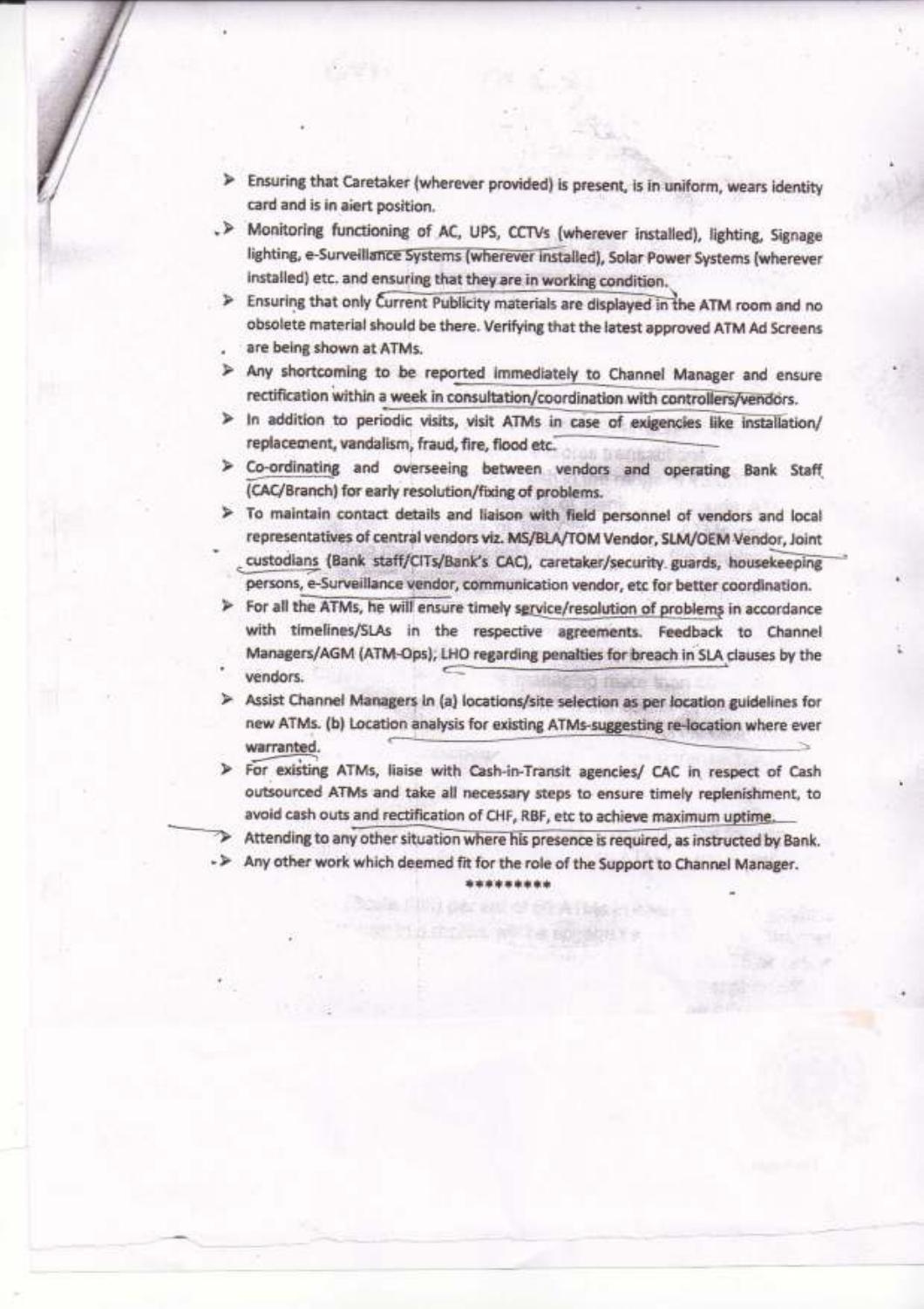- Ensuring that Caretaker (wherever provided) is present, is in uniform, wears identity card and is in alert position.
- Monitoring functioning of AC, UPS, CCTVs (wherever installed), lighting, Signage lighting, e-Surveillance Systems (wherever installed), Solar Power Systems (wherever installed) etc. and ensuring that they are in working condition.
- Ensuring that only Current Publicity materials are displayed in the ATM room and no obsolete material should be there. Verifying that the latest approved ATM Ad Screens are being shown at ATMs.
- Any shortcoming to be reported immediately to Channel Manager and ensure rectification within a week in consultation/coordination with controllers/vendors.
- In addition to periodic visits, visit ATMs in case of exigencies like installation/ replacement, vandalism, fraud, fire, flood etc.
- Co-ordinating and overseeing between vendors and operating Bank Staff (CAC/Branch) for early resolution/fixing of problems.
- To maintain contact details and liaison with field personnel of vendors and local representatives of central vendors viz. MS/BLA/TOM Vendor, SLM/OEM Vendor, Joint custodians (Bank staff/CITs/Bank's CAC), caretaker/security guards, housekeeping persons, e-Surveillance vendor, communication vendor, etc for better coordination.
- For all the ATMs, he will ensure timely service/resolution of problems in accordance with timelines/SLAs in the respective agreements. Feedback to Channel Managers/AGM (ATM-Ops), LHO regarding penalties for breach in SLA clauses by the vendors.
- Assist Channel Managers in (a) locations/site selection as per location guidelines for new ATMs. (b) Location analysis for existing ATMs-suggesting re-location where ever warranted.
- For existing ATMs, liaise with Cash-in-Transit agencies/ CAC in respect of Cash outsourced ATMs and take all necessary steps to ensure timely replenishment, to avoid cash outs and rectification of CHF, RBF, etc to achieve maximum uptime.
- Attending to any other situation where his presence is required, as instructed by Bank.
- Any other work which deemed fit for the role of the Support to Channel Manager.

*********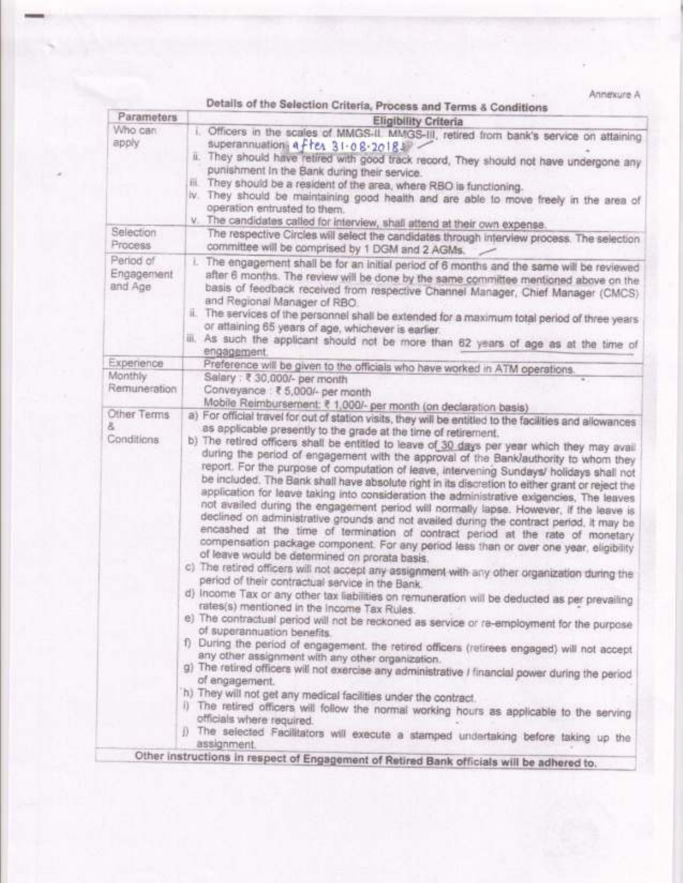Annexure A

**Details of the Selection Criteria, Process and Terms & Conditions**

| Parameters | Eligibility Criteria |
|---|---|
| Who can apply | i. Officers in the scales of MMGS-II, MMGS-III, retired from bank's service on attaining superannuation after 31-08-2018. <br> ii. They should have retired with good track record, They should not have undergone any punishment in the Bank during their service. <br> iii. They should be a resident of the area, where RBO is functioning. <br> iv. They should be maintaining good health and are able to move freely in the area of operation entrusted to them. <br> v. The candidates called for interview, shall attend at their own expense. |
| Selection Process | The respective Circles will select the candidates through interview process. The selection committee will be comprised by 1 DGM and 2 AGMs. |
| Period of Engagement and Age | i. The engagement shall be for an initial period of 6 months and the same will be reviewed after 6 months. The review will be done by the same committee mentioned above on the basis of feedback received from respective Channel Manager, Chief Manager (CMCS) and Regional Manager of RBO. <br> ii. The services of the personnel shall be extended for a maximum total period of three years or attaining 65 years of age, whichever is earlier. <br> iii. As such the applicant should not be more than 62 years of age as at the time of engagement. |
| Experience | Preference will be given to the officials who have worked in ATM operations. |
| Monthly Remuneration | Salary : ₹ 30,000/- per month <br> Conveyance : ₹ 5,000/- per month <br> Mobile Reimbursement: ₹ 1,000/- per month (on declaration basis) |
| Other Terms & Conditions | a) For official travel for out of station visits, they will be entitled to the facilities and allowances as applicable presently to the grade at the time of retirement. <br> b) The retired officers shall be entitled to leave of 30 days per year which they may avail during the period of engagement with the approval of the Bank/authority to whom they report. For the purpose of computation of leave, intervening Sundays/ holidays shall not be included. The Bank shall have absolute right in its discretion to either grant or reject the application for leave taking into consideration the administrative exigencies, The leaves not availed during the engagement period will normally lapse. However, if the leave is declined on administrative grounds and not availed during the contract period, it may be encashed at the time of termination of contract period at the rate of monetary compensation package component. For any period less than or over one year, eligibility of leave would be determined on prorata basis. <br> c) The retired officers will not accept any assignment with any other organization during the period of their contractual service in the Bank. <br> d) Income Tax or any other tax liabilities on remuneration will be deducted as per prevailing rates(s) mentioned in the Income Tax Rules. <br> e) The contractual period will not be reckoned as service or re-employment for the purpose of superannuation benefits. <br> f) During the period of engagement, the retired officers (retirees engaged) will not accept any other assignment with any other organization. <br> g) The retired officers will not exercise any administrative / financial power during the period of engagement. <br> h) They will not get any medical facilities under the contract. <br> i) The retired officers will follow the normal working hours as applicable to the serving officials where required. <br> j) The selected Facilitators will execute a stamped undertaking before taking up the assignment. |

**Other instructions in respect of Engagement of Retired Bank officials will be adhered to.**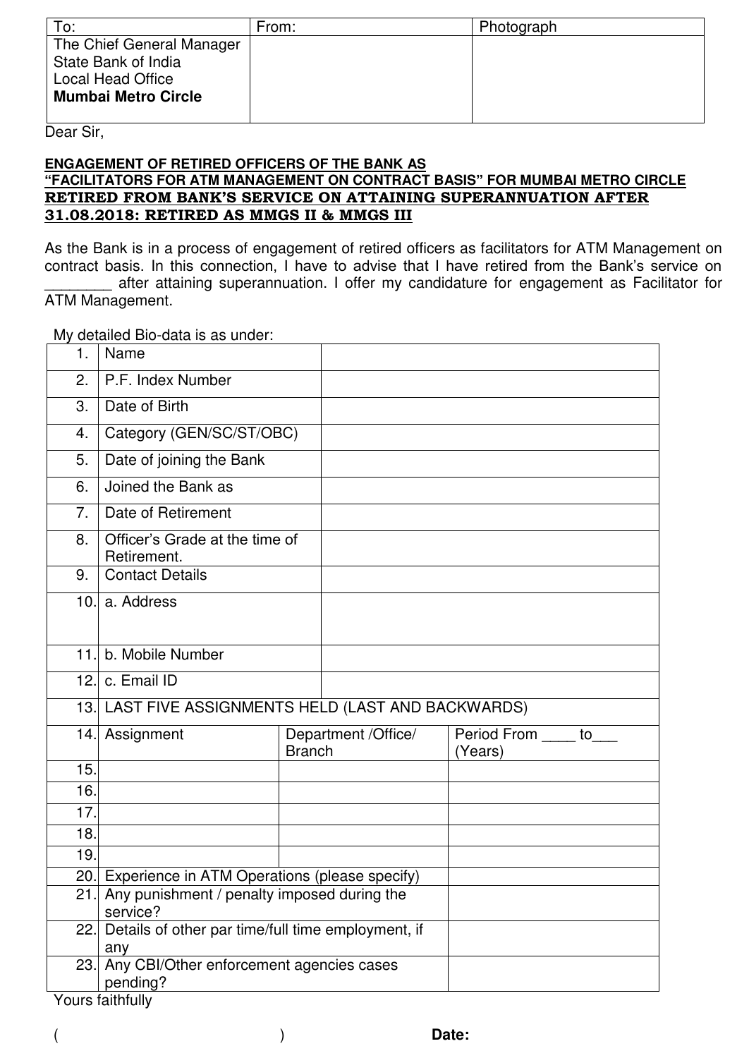| To: | From: | Photograph |
|---|---|---|
| The Chief General Manager<br>State Bank of India<br>Local Head Office<br>**Mumbai Metro Circle** | | |

Dear Sir,

**ENGAGEMENT OF RETIRED OFFICERS OF THE BANK AS**
**"FACILITATORS FOR ATM MANAGEMENT ON CONTRACT BASIS" FOR MUMBAI METRO CIRCLE**
**RETIRED FROM BANK'S SERVICE ON ATTAINING SUPERANNUATION AFTER 31.08.2018: RETIRED AS MMGS II & MMGS III**

As the Bank is in a process of engagement of retired officers as facilitators for ATM Management on contract basis. In this connection, I have to advise that I have retired from the Bank's service on ________ after attaining superannuation. I offer my candidature for engagement as Facilitator for ATM Management.

My detailed Bio-data is as under:

| | | | |
|---|---|---|---|
| 1. | Name | | |
| 2. | P.F. Index Number | | |
| 3. | Date of Birth | | |
| 4. | Category (GEN/SC/ST/OBC) | | |
| 5. | Date of joining the Bank | | |
| 6. | Joined the Bank as | | |
| 7. | Date of Retirement | | |
| 8. | Officer's Grade at the time of Retirement. | | |
| 9. | Contact Details | | |
| 10. | a. Address | | |
| 11. | b. Mobile Number | | |
| 12. | c. Email ID | | |
| 13. | LAST FIVE ASSIGNMENTS HELD (LAST AND BACKWARDS) | | |
| 14. | Assignment | Department /Office/ Branch | Period From ____ to___ (Years) |
| 15. | | | |
| 16. | | | |
| 17. | | | |
| 18. | | | |
| 19. | | | |
| 20. | Experience in ATM Operations (please specify) | | |
| 21. | Any punishment / penalty imposed during the service? | | |
| 22. | Details of other par time/full time employment, if any | | |
| 23. | Any CBI/Other enforcement agencies cases pending? | | |

Yours faithfully

( ) **Date:**